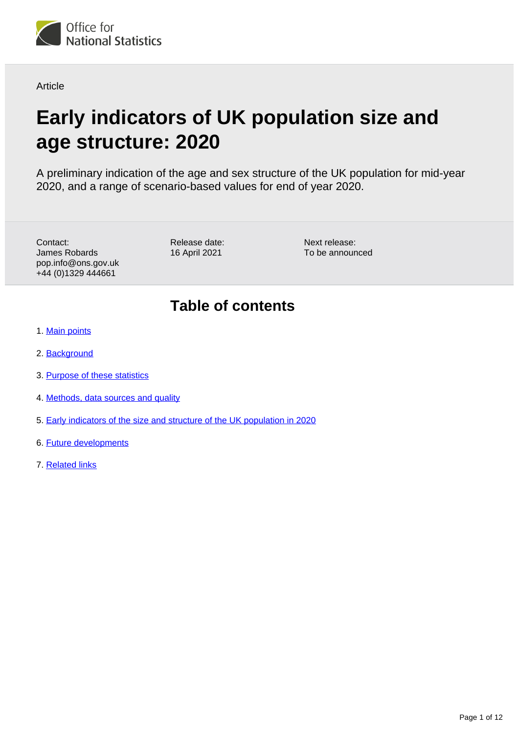Office for National Statistics

Article

# Early indicators of UK population size and age structure: 2020

A preliminary indication of the age and sex structure of the UK population for mid-year 2020, and a range of scenario-based values for end of year 2020.

Contact:
James Robards
pop.info@ons.gov.uk
+44 (0)1329 444661

Release date:
16 April 2021

Next release:
To be announced

## Table of contents

1. Main points
2. Background
3. Purpose of these statistics
4. Methods, data sources and quality
5. Early indicators of the size and structure of the UK population in 2020
6. Future developments
7. Related links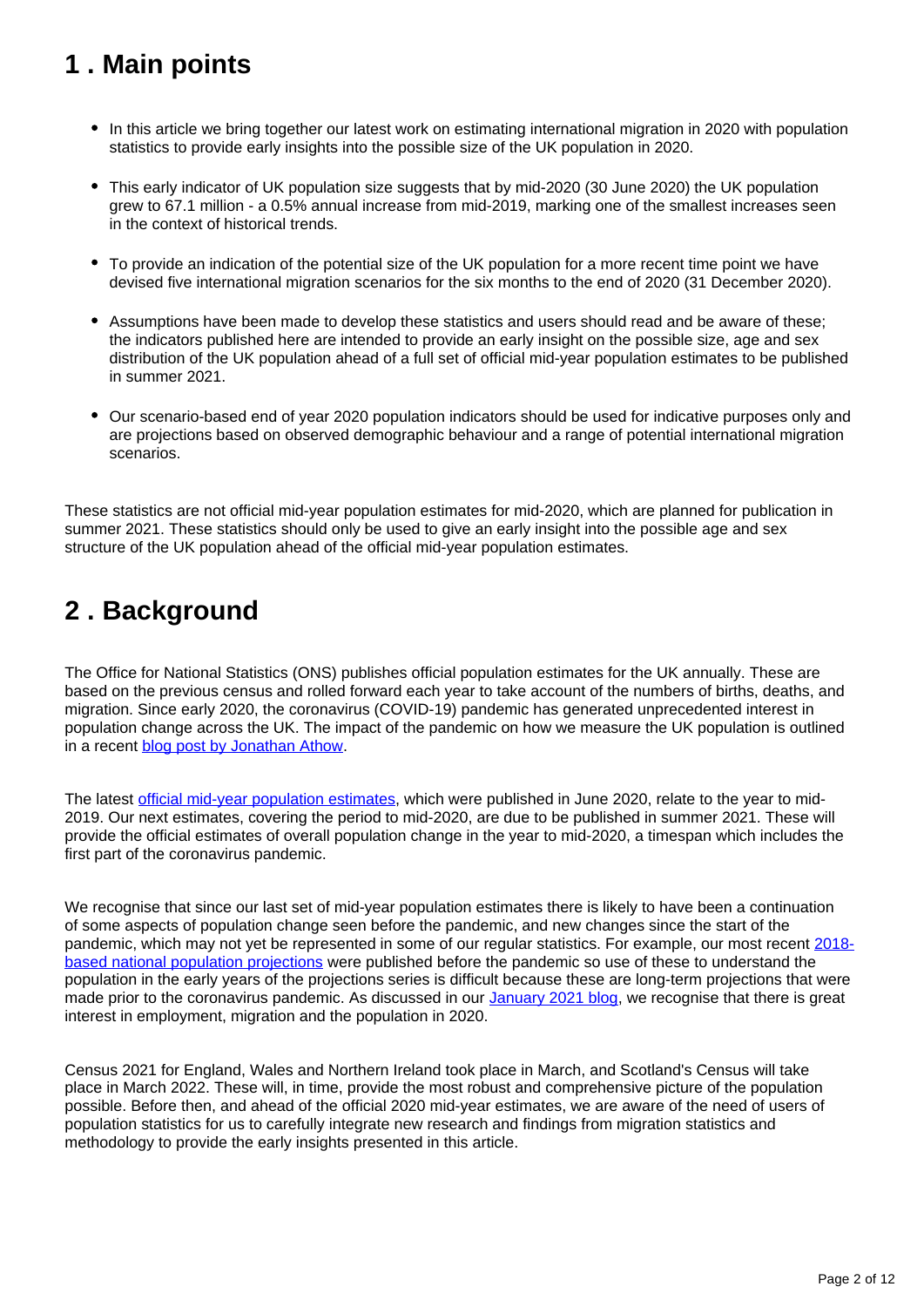## 1 . Main points

- In this article we bring together our latest work on estimating international migration in 2020 with population statistics to provide early insights into the possible size of the UK population in 2020.
- This early indicator of UK population size suggests that by mid-2020 (30 June 2020) the UK population grew to 67.1 million - a 0.5% annual increase from mid-2019, marking one of the smallest increases seen in the context of historical trends.
- To provide an indication of the potential size of the UK population for a more recent time point we have devised five international migration scenarios for the six months to the end of 2020 (31 December 2020).
- Assumptions have been made to develop these statistics and users should read and be aware of these; the indicators published here are intended to provide an early insight on the possible size, age and sex distribution of the UK population ahead of a full set of official mid-year population estimates to be published in summer 2021.
- Our scenario-based end of year 2020 population indicators should be used for indicative purposes only and are projections based on observed demographic behaviour and a range of potential international migration scenarios.

These statistics are not official mid-year population estimates for mid-2020, which are planned for publication in summer 2021. These statistics should only be used to give an early insight into the possible age and sex structure of the UK population ahead of the official mid-year population estimates.

## 2 . Background

The Office for National Statistics (ONS) publishes official population estimates for the UK annually. These are based on the previous census and rolled forward each year to take account of the numbers of births, deaths, and migration. Since early 2020, the coronavirus (COVID-19) pandemic has generated unprecedented interest in population change across the UK. The impact of the pandemic on how we measure the UK population is outlined in a recent [blog post by Jonathan Athow](blog post by Jonathan Athow).

The latest [official mid-year population estimates](official mid-year population estimates), which were published in June 2020, relate to the year to mid-2019. Our next estimates, covering the period to mid-2020, are due to be published in summer 2021. These will provide the official estimates of overall population change in the year to mid-2020, a timespan which includes the first part of the coronavirus pandemic.

We recognise that since our last set of mid-year population estimates there is likely to have been a continuation of some aspects of population change seen before the pandemic, and new changes since the start of the pandemic, which may not yet be represented in some of our regular statistics. For example, our most recent [2018-based national population projections](2018-based national population projections) were published before the pandemic so use of these to understand the population in the early years of the projections series is difficult because these are long-term projections that were made prior to the coronavirus pandemic. As discussed in our [January 2021 blog](January 2021 blog), we recognise that there is great interest in employment, migration and the population in 2020.

Census 2021 for England, Wales and Northern Ireland took place in March, and Scotland's Census will take place in March 2022. These will, in time, provide the most robust and comprehensive picture of the population possible. Before then, and ahead of the official 2020 mid-year estimates, we are aware of the need of users of population statistics for us to carefully integrate new research and findings from migration statistics and methodology to provide the early insights presented in this article.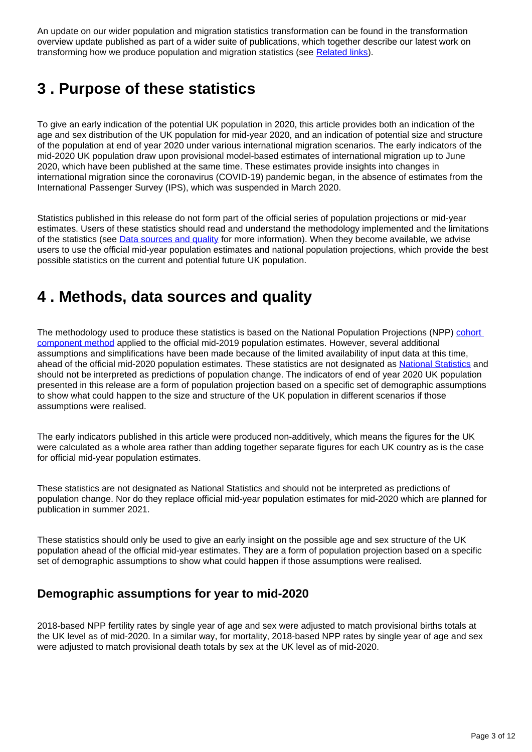An update on our wider population and migration statistics transformation can be found in the transformation overview update published as part of a wider suite of publications, which together describe our latest work on transforming how we produce population and migration statistics (see Related links).

## 3 . Purpose of these statistics

To give an early indication of the potential UK population in 2020, this article provides both an indication of the age and sex distribution of the UK population for mid-year 2020, and an indication of potential size and structure of the population at end of year 2020 under various international migration scenarios. The early indicators of the mid-2020 UK population draw upon provisional model-based estimates of international migration up to June 2020, which have been published at the same time. These estimates provide insights into changes in international migration since the coronavirus (COVID-19) pandemic began, in the absence of estimates from the International Passenger Survey (IPS), which was suspended in March 2020.

Statistics published in this release do not form part of the official series of population projections or mid-year estimates. Users of these statistics should read and understand the methodology implemented and the limitations of the statistics (see Data sources and quality for more information). When they become available, we advise users to use the official mid-year population estimates and national population projections, which provide the best possible statistics on the current and potential future UK population.

## 4 . Methods, data sources and quality

The methodology used to produce these statistics is based on the National Population Projections (NPP) cohort component method applied to the official mid-2019 population estimates. However, several additional assumptions and simplifications have been made because of the limited availability of input data at this time, ahead of the official mid-2020 population estimates. These statistics are not designated as National Statistics and should not be interpreted as predictions of population change. The indicators of end of year 2020 UK population presented in this release are a form of population projection based on a specific set of demographic assumptions to show what could happen to the size and structure of the UK population in different scenarios if those assumptions were realised.

The early indicators published in this article were produced non-additively, which means the figures for the UK were calculated as a whole area rather than adding together separate figures for each UK country as is the case for official mid-year population estimates.

These statistics are not designated as National Statistics and should not be interpreted as predictions of population change. Nor do they replace official mid-year population estimates for mid-2020 which are planned for publication in summer 2021.

These statistics should only be used to give an early insight on the possible age and sex structure of the UK population ahead of the official mid-year estimates. They are a form of population projection based on a specific set of demographic assumptions to show what could happen if those assumptions were realised.

### Demographic assumptions for year to mid-2020

2018-based NPP fertility rates by single year of age and sex were adjusted to match provisional births totals at the UK level as of mid-2020. In a similar way, for mortality, 2018-based NPP rates by single year of age and sex were adjusted to match provisional death totals by sex at the UK level as of mid-2020.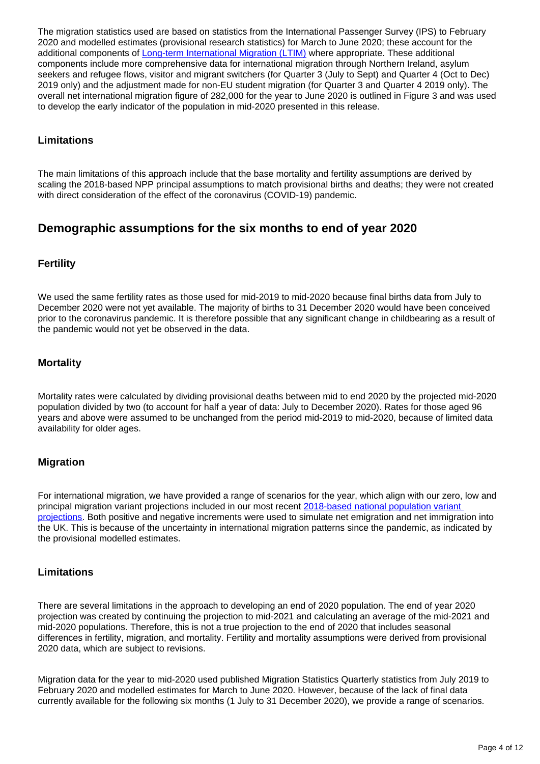The migration statistics used are based on statistics from the International Passenger Survey (IPS) to February 2020 and modelled estimates (provisional research statistics) for March to June 2020; these account for the additional components of [Long-term International Migration (LTIM)](#) where appropriate. These additional components include more comprehensive data for international migration through Northern Ireland, asylum seekers and refugee flows, visitor and migrant switchers (for Quarter 3 (July to Sept) and Quarter 4 (Oct to Dec) 2019 only) and the adjustment made for non-EU student migration (for Quarter 3 and Quarter 4 2019 only). The overall net international migration figure of 282,000 for the year to June 2020 is outlined in Figure 3 and was used to develop the early indicator of the population in mid-2020 presented in this release.

### Limitations

The main limitations of this approach include that the base mortality and fertility assumptions are derived by scaling the 2018-based NPP principal assumptions to match provisional births and deaths; they were not created with direct consideration of the effect of the coronavirus (COVID-19) pandemic.

## Demographic assumptions for the six months to end of year 2020

### Fertility

We used the same fertility rates as those used for mid-2019 to mid-2020 because final births data from July to December 2020 were not yet available. The majority of births to 31 December 2020 would have been conceived prior to the coronavirus pandemic. It is therefore possible that any significant change in childbearing as a result of the pandemic would not yet be observed in the data.

### Mortality

Mortality rates were calculated by dividing provisional deaths between mid to end 2020 by the projected mid-2020 population divided by two (to account for half a year of data: July to December 2020). Rates for those aged 96 years and above were assumed to be unchanged from the period mid-2019 to mid-2020, because of limited data availability for older ages.

### Migration

For international migration, we have provided a range of scenarios for the year, which align with our zero, low and principal migration variant projections included in our most recent [2018-based national population variant projections](#). Both positive and negative increments were used to simulate net emigration and net immigration into the UK. This is because of the uncertainty in international migration patterns since the pandemic, as indicated by the provisional modelled estimates.

### Limitations

There are several limitations in the approach to developing an end of 2020 population. The end of year 2020 projection was created by continuing the projection to mid-2021 and calculating an average of the mid-2021 and mid-2020 populations. Therefore, this is not a true projection to the end of 2020 that includes seasonal differences in fertility, migration, and mortality. Fertility and mortality assumptions were derived from provisional 2020 data, which are subject to revisions.

Migration data for the year to mid-2020 used published Migration Statistics Quarterly statistics from July 2019 to February 2020 and modelled estimates for March to June 2020. However, because of the lack of final data currently available for the following six months (1 July to 31 December 2020), we provide a range of scenarios.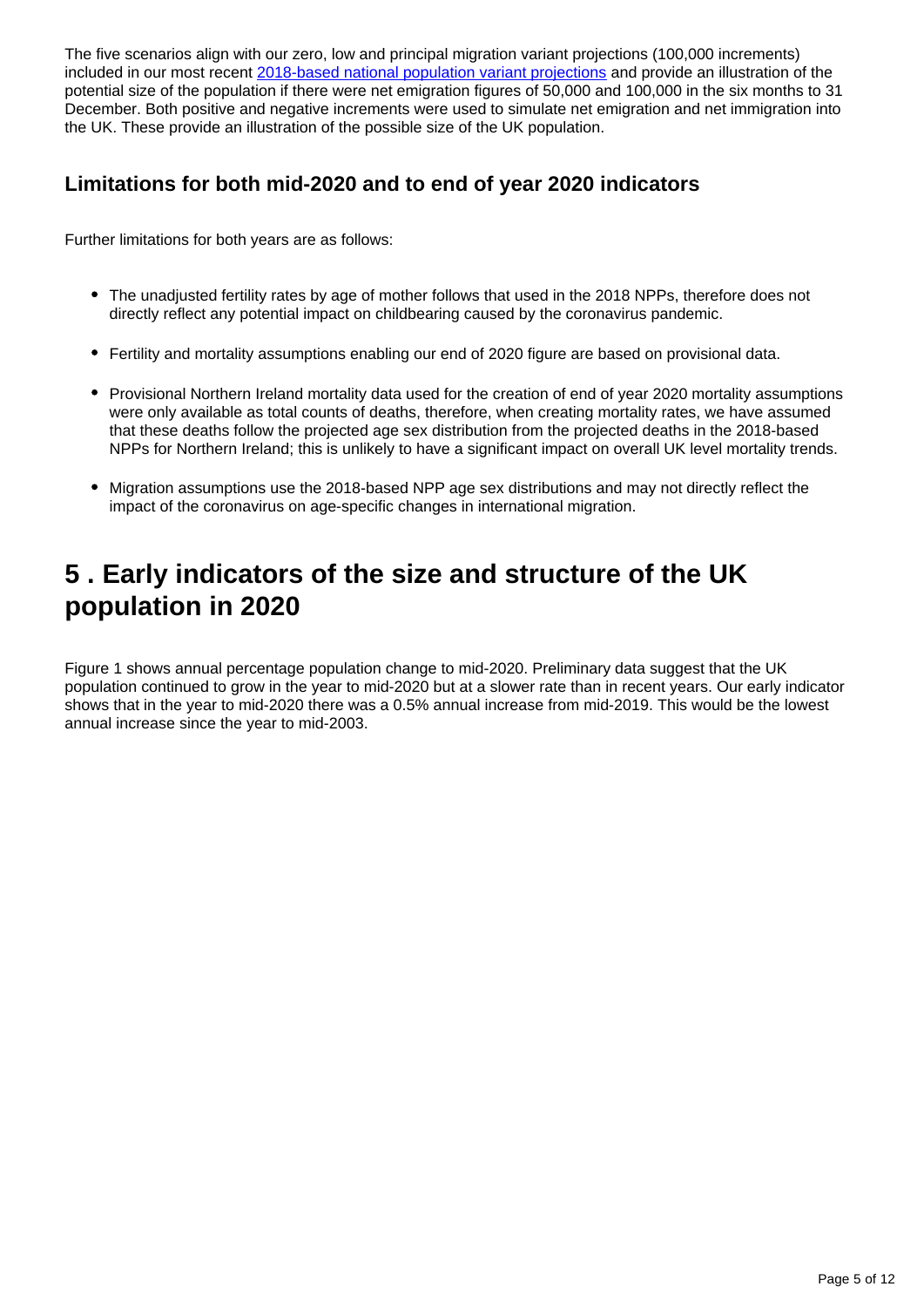The five scenarios align with our zero, low and principal migration variant projections (100,000 increments) included in our most recent [2018-based national population variant projections](#) and provide an illustration of the potential size of the population if there were net emigration figures of 50,000 and 100,000 in the six months to 31 December. Both positive and negative increments were used to simulate net emigration and net immigration into the UK. These provide an illustration of the possible size of the UK population.

### Limitations for both mid-2020 and to end of year 2020 indicators

Further limitations for both years are as follows:

- The unadjusted fertility rates by age of mother follows that used in the 2018 NPPs, therefore does not directly reflect any potential impact on childbearing caused by the coronavirus pandemic.
- Fertility and mortality assumptions enabling our end of 2020 figure are based on provisional data.
- Provisional Northern Ireland mortality data used for the creation of end of year 2020 mortality assumptions were only available as total counts of deaths, therefore, when creating mortality rates, we have assumed that these deaths follow the projected age sex distribution from the projected deaths in the 2018-based NPPs for Northern Ireland; this is unlikely to have a significant impact on overall UK level mortality trends.
- Migration assumptions use the 2018-based NPP age sex distributions and may not directly reflect the impact of the coronavirus on age-specific changes in international migration.

## 5 . Early indicators of the size and structure of the UK population in 2020

Figure 1 shows annual percentage population change to mid-2020. Preliminary data suggest that the UK population continued to grow in the year to mid-2020 but at a slower rate than in recent years. Our early indicator shows that in the year to mid-2020 there was a 0.5% annual increase from mid-2019. This would be the lowest annual increase since the year to mid-2003.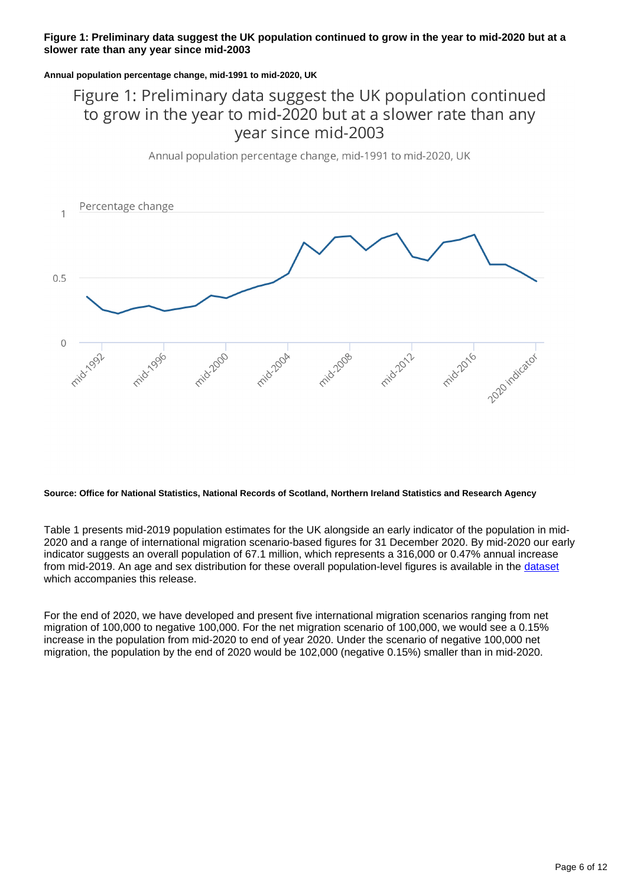**Figure 1: Preliminary data suggest the UK population continued to grow in the year to mid-2020 but at a slower rate than any year since mid-2003**

**Annual population percentage change, mid-1991 to mid-2020, UK**

Figure 1: Preliminary data suggest the UK population continued to grow in the year to mid-2020 but at a slower rate than any year since mid-2003

Annual population percentage change, mid-1991 to mid-2020, UK

Percentage change

**Source: Office for National Statistics, National Records of Scotland, Northern Ireland Statistics and Research Agency**

Table 1 presents mid-2019 population estimates for the UK alongside an early indicator of the population in mid-2020 and a range of international migration scenario-based figures for 31 December 2020. By mid-2020 our early indicator suggests an overall population of 67.1 million, which represents a 316,000 or 0.47% annual increase from mid-2019. An age and sex distribution for these overall population-level figures is available in the [dataset](dataset) which accompanies this release.

For the end of 2020, we have developed and present five international migration scenarios ranging from net migration of 100,000 to negative 100,000. For the net migration scenario of 100,000, we would see a 0.15% increase in the population from mid-2020 to end of year 2020. Under the scenario of negative 100,000 net migration, the population by the end of 2020 would be 102,000 (negative 0.15%) smaller than in mid-2020.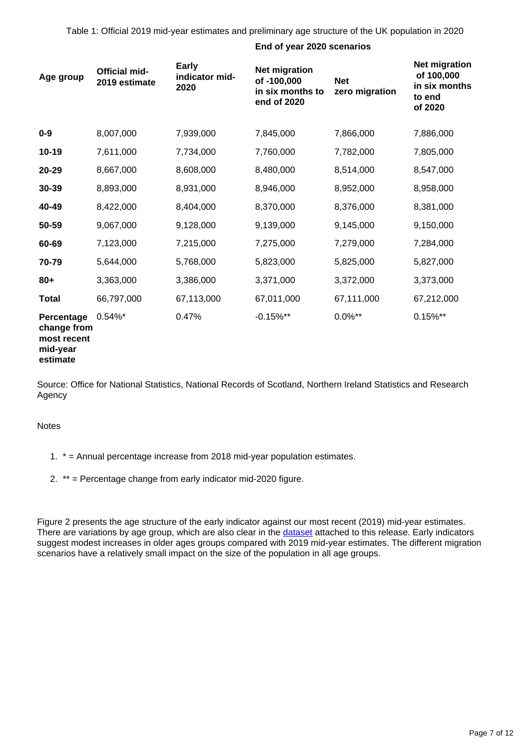Table 1: Official 2019 mid-year estimates and preliminary age structure of the UK population in 2020

| Age group | Official mid-2019 estimate | Early indicator mid-2020 | End of year 2020 scenarios | | |
|---|---|---|---|---|---|
| | | | Net migration of -100,000 in six months to end of 2020 | Net zero migration | Net migration of 100,000 in six months to end of 2020 |
| **0-9** | 8,007,000 | 7,939,000 | 7,845,000 | 7,866,000 | 7,886,000 |
| **10-19** | 7,611,000 | 7,734,000 | 7,760,000 | 7,782,000 | 7,805,000 |
| **20-29** | 8,667,000 | 8,608,000 | 8,480,000 | 8,514,000 | 8,547,000 |
| **30-39** | 8,893,000 | 8,931,000 | 8,946,000 | 8,952,000 | 8,958,000 |
| **40-49** | 8,422,000 | 8,404,000 | 8,370,000 | 8,376,000 | 8,381,000 |
| **50-59** | 9,067,000 | 9,128,000 | 9,139,000 | 9,145,000 | 9,150,000 |
| **60-69** | 7,123,000 | 7,215,000 | 7,275,000 | 7,279,000 | 7,284,000 |
| **70-79** | 5,644,000 | 5,768,000 | 5,823,000 | 5,825,000 | 5,827,000 |
| **80+** | 3,363,000 | 3,386,000 | 3,371,000 | 3,372,000 | 3,373,000 |
| **Total** | 66,797,000 | 67,113,000 | 67,011,000 | 67,111,000 | 67,212,000 |
| **Percentage change from most recent mid-year estimate** | 0.54%* | 0.47% | -0.15%** | 0.0%** | 0.15%** |

Source: Office for National Statistics, National Records of Scotland, Northern Ireland Statistics and Research Agency

Notes

1. * = Annual percentage increase from 2018 mid-year population estimates.
2. ** = Percentage change from early indicator mid-2020 figure.

Figure 2 presents the age structure of the early indicator against our most recent (2019) mid-year estimates. There are variations by age group, which are also clear in the dataset attached to this release. Early indicators suggest modest increases in older ages groups compared with 2019 mid-year estimates. The different migration scenarios have a relatively small impact on the size of the population in all age groups.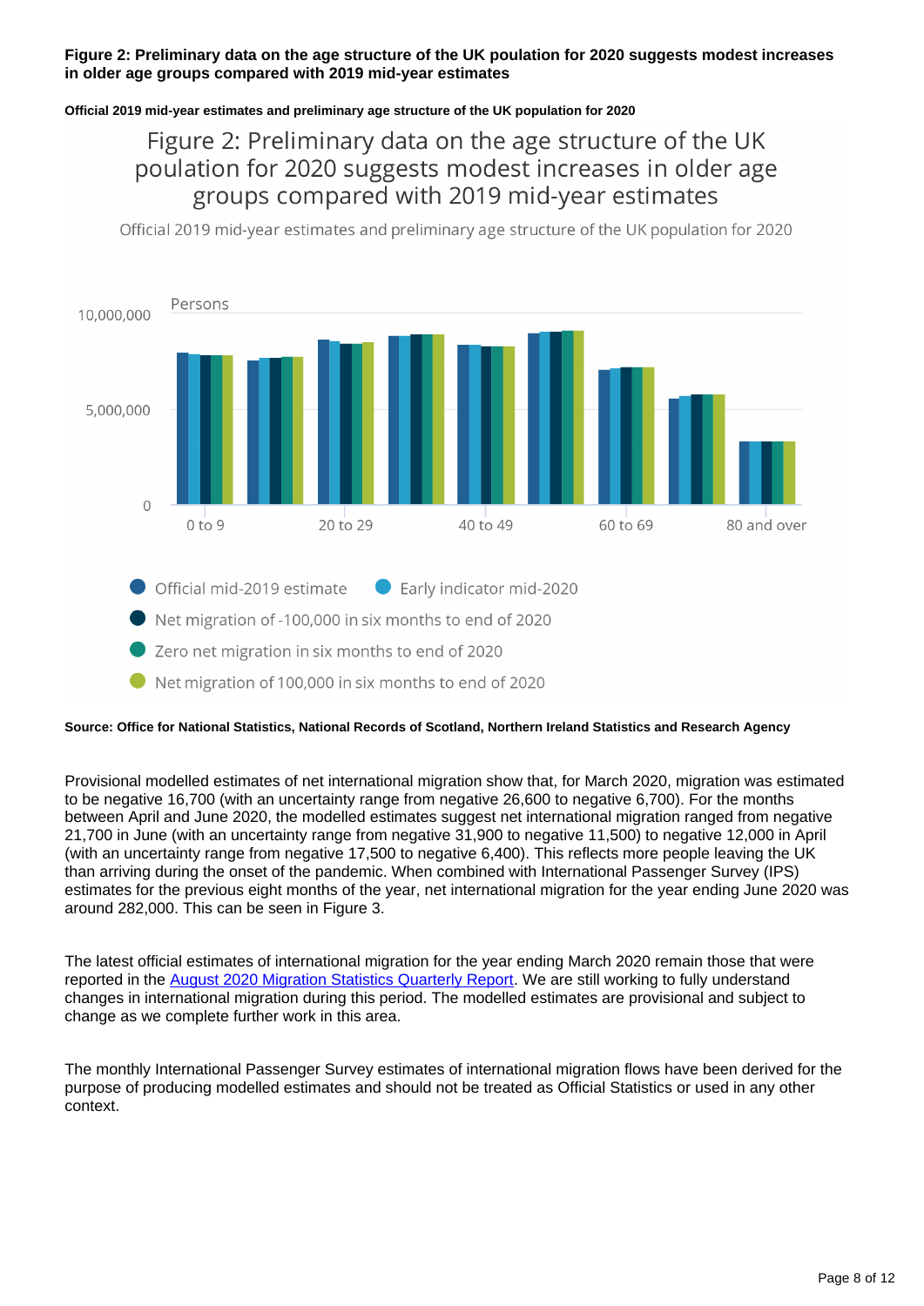**Figure 2: Preliminary data on the age structure of the UK poulation for 2020 suggests modest increases in older age groups compared with 2019 mid-year estimates**

**Official 2019 mid-year estimates and preliminary age structure of the UK population for 2020**

Figure 2: Preliminary data on the age structure of the UK poulation for 2020 suggests modest increases in older age groups compared with 2019 mid-year estimates

Official 2019 mid-year estimates and preliminary age structure of the UK population for 2020

Persons

10,000,000

5,000,000

0

0 to 9 | 20 to 29 | 40 to 49 | 60 to 69 | 80 and over

- Official mid-2019 estimate
- Early indicator mid-2020
- Net migration of -100,000 in six months to end of 2020
- Zero net migration in six months to end of 2020
- Net migration of 100,000 in six months to end of 2020

**Source: Office for National Statistics, National Records of Scotland, Northern Ireland Statistics and Research Agency**

Provisional modelled estimates of net international migration show that, for March 2020, migration was estimated to be negative 16,700 (with an uncertainty range from negative 26,600 to negative 6,700). For the months between April and June 2020, the modelled estimates suggest net international migration ranged from negative 21,700 in June (with an uncertainty range from negative 31,900 to negative 11,500) to negative 12,000 in April (with an uncertainty range from negative 17,500 to negative 6,400). This reflects more people leaving the UK than arriving during the onset of the pandemic. When combined with International Passenger Survey (IPS) estimates for the previous eight months of the year, net international migration for the year ending June 2020 was around 282,000. This can be seen in Figure 3.

The latest official estimates of international migration for the year ending March 2020 remain those that were reported in the [August 2020 Migration Statistics Quarterly Report](). We are still working to fully understand changes in international migration during this period. The modelled estimates are provisional and subject to change as we complete further work in this area.

The monthly International Passenger Survey estimates of international migration flows have been derived for the purpose of producing modelled estimates and should not be treated as Official Statistics or used in any other context.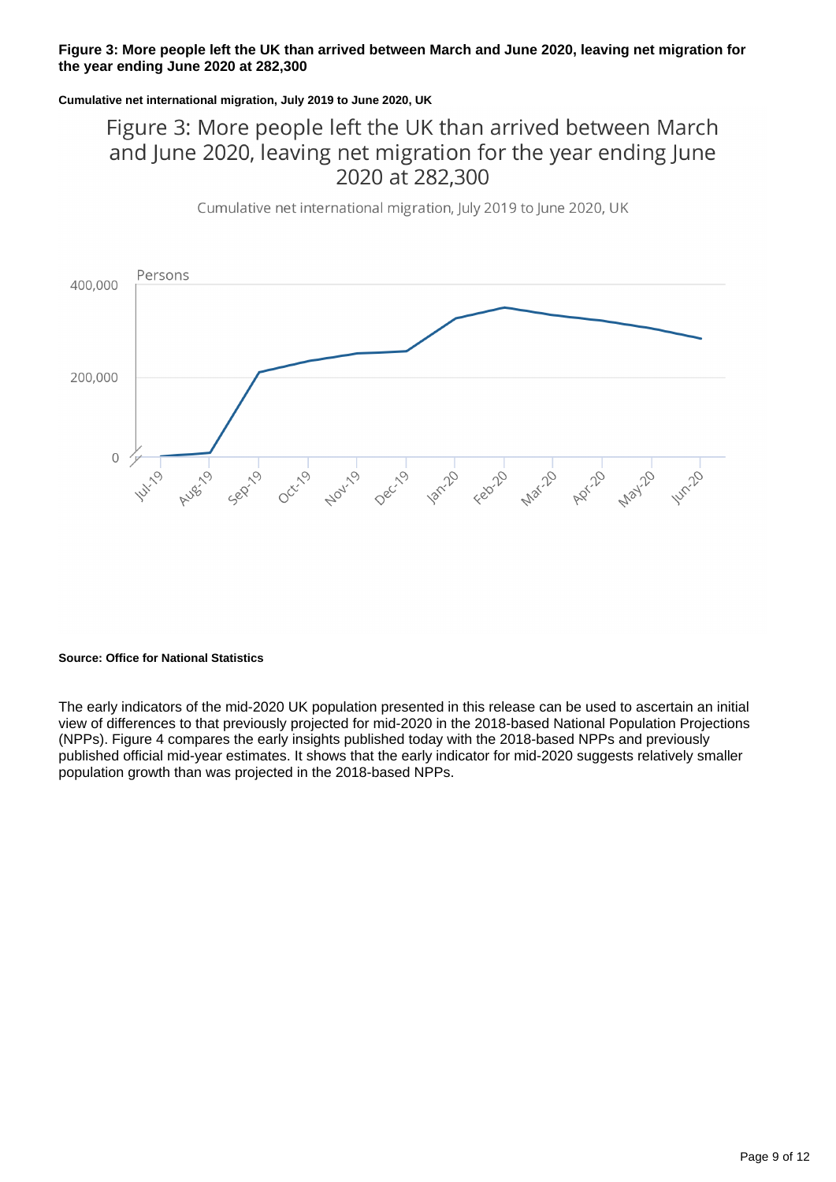**Figure 3: More people left the UK than arrived between March and June 2020, leaving net migration for the year ending June 2020 at 282,300**

**Cumulative net international migration, July 2019 to June 2020, UK**

**Source: Office for National Statistics**

The early indicators of the mid-2020 UK population presented in this release can be used to ascertain an initial view of differences to that previously projected for mid-2020 in the 2018-based National Population Projections (NPPs). Figure 4 compares the early insights published today with the 2018-based NPPs and previously published official mid-year estimates. It shows that the early indicator for mid-2020 suggests relatively smaller population growth than was projected in the 2018-based NPPs.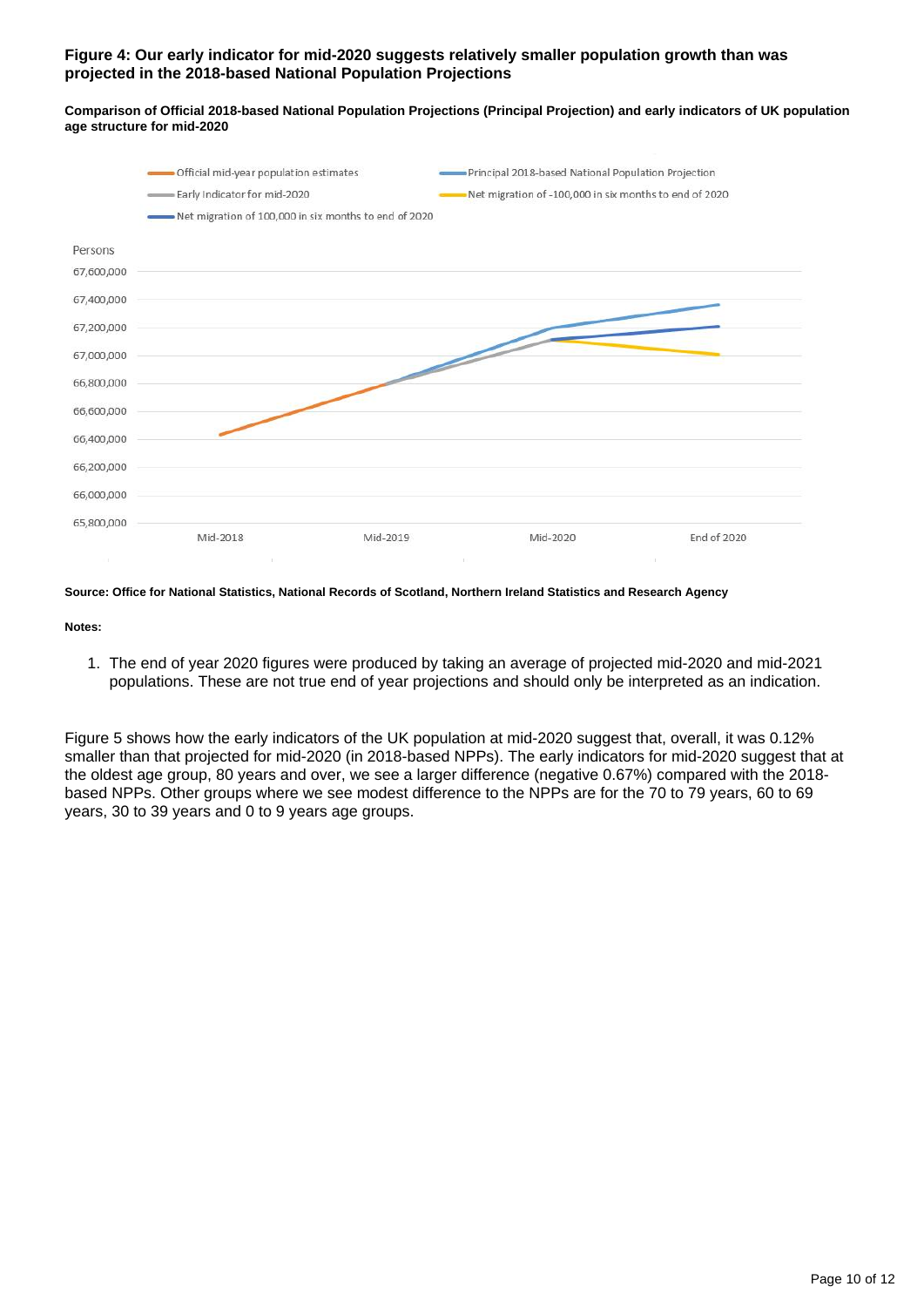### Figure 4: Our early indicator for mid-2020 suggests relatively smaller population growth than was projected in the 2018-based National Population Projections

**Comparison of Official 2018-based National Population Projections (Principal Projection) and early indicators of UK population age structure for mid-2020**

**Source: Office for National Statistics, National Records of Scotland, Northern Ireland Statistics and Research Agency**

**Notes:**

1. The end of year 2020 figures were produced by taking an average of projected mid-2020 and mid-2021 populations. These are not true end of year projections and should only be interpreted as an indication.

Figure 5 shows how the early indicators of the UK population at mid-2020 suggest that, overall, it was 0.12% smaller than that projected for mid-2020 (in 2018-based NPPs). The early indicators for mid-2020 suggest that at the oldest age group, 80 years and over, we see a larger difference (negative 0.67%) compared with the 2018-based NPPs. Other groups where we see modest difference to the NPPs are for the 70 to 79 years, 60 to 69 years, 30 to 39 years and 0 to 9 years age groups.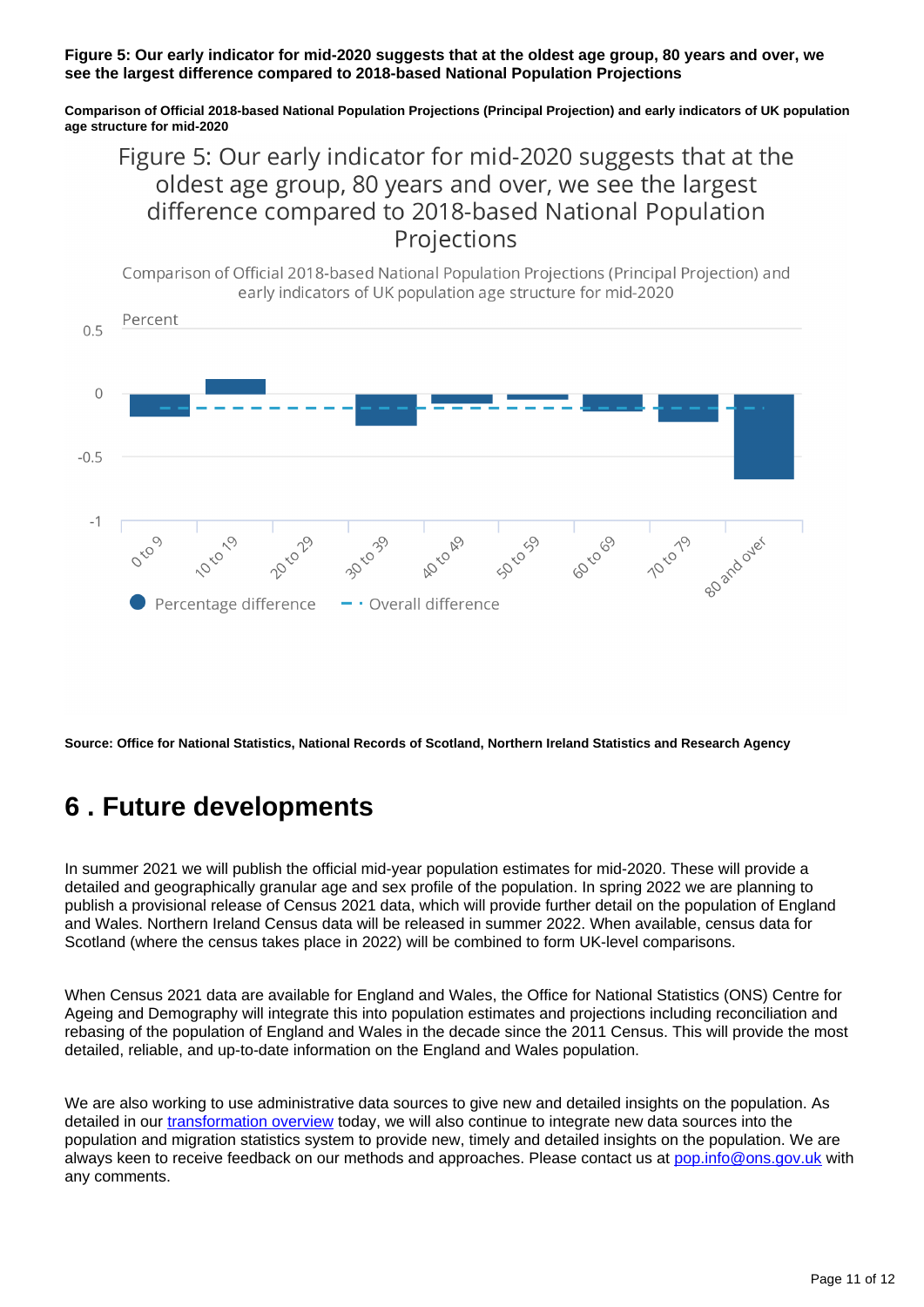**Figure 5: Our early indicator for mid-2020 suggests that at the oldest age group, 80 years and over, we see the largest difference compared to 2018-based National Population Projections**

**Comparison of Official 2018-based National Population Projections (Principal Projection) and early indicators of UK population age structure for mid-2020**

Figure 5: Our early indicator for mid-2020 suggests that at the oldest age group, 80 years and over, we see the largest difference compared to 2018-based National Population Projections

Comparison of Official 2018-based National Population Projections (Principal Projection) and early indicators of UK population age structure for mid-2020

Percent

Age groups: 0 to 9, 10 to 19, 20 to 29, 30 to 39, 40 to 49, 50 to 59, 60 to 69, 70 to 79, 80 and over

Percentage difference | Overall difference

**Source: Office for National Statistics, National Records of Scotland, Northern Ireland Statistics and Research Agency**

# 6 . Future developments

In summer 2021 we will publish the official mid-year population estimates for mid-2020. These will provide a detailed and geographically granular age and sex profile of the population. In spring 2022 we are planning to publish a provisional release of Census 2021 data, which will provide further detail on the population of England and Wales. Northern Ireland Census data will be released in summer 2022. When available, census data for Scotland (where the census takes place in 2022) will be combined to form UK-level comparisons.

When Census 2021 data are available for England and Wales, the Office for National Statistics (ONS) Centre for Ageing and Demography will integrate this into population estimates and projections including reconciliation and rebasing of the population of England and Wales in the decade since the 2011 Census. This will provide the most detailed, reliable, and up-to-date information on the England and Wales population.

We are also working to use administrative data sources to give new and detailed insights on the population. As detailed in our transformation overview today, we will also continue to integrate new data sources into the population and migration statistics system to provide new, timely and detailed insights on the population. We are always keen to receive feedback on our methods and approaches. Please contact us at pop.info@ons.gov.uk with any comments.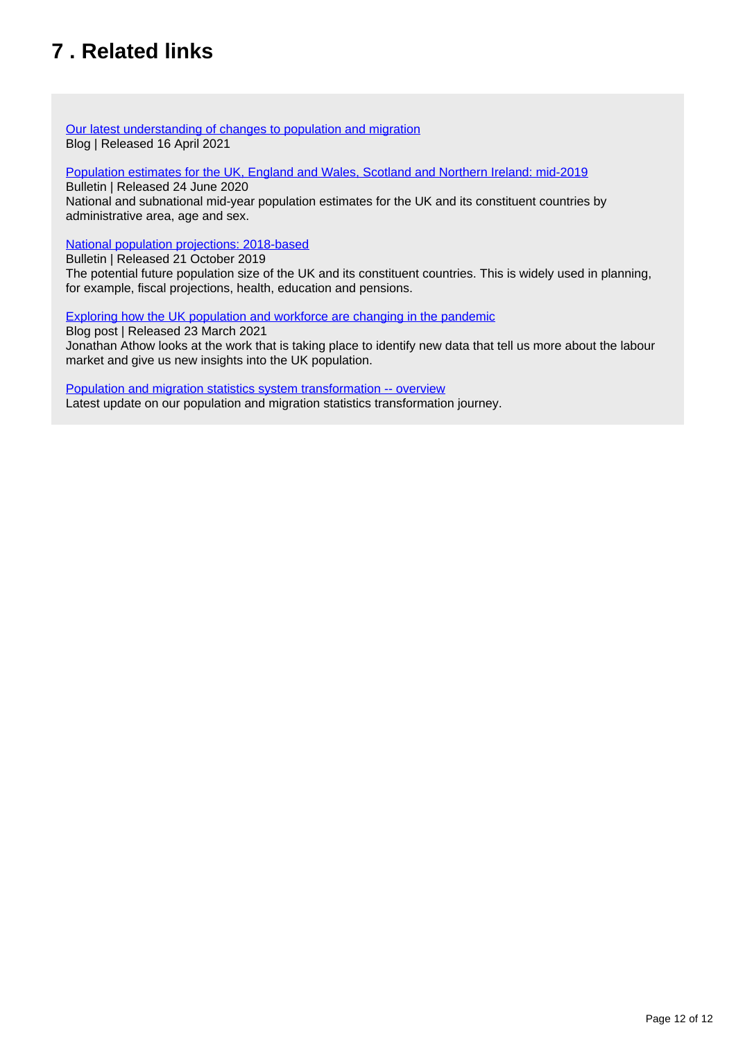## 7 . Related links

[Our latest understanding of changes to population and migration](#)
Blog | Released 16 April 2021

[Population estimates for the UK, England and Wales, Scotland and Northern Ireland: mid-2019](#)
Bulletin | Released 24 June 2020
National and subnational mid-year population estimates for the UK and its constituent countries by administrative area, age and sex.

[National population projections: 2018-based](#)
Bulletin | Released 21 October 2019
The potential future population size of the UK and its constituent countries. This is widely used in planning, for example, fiscal projections, health, education and pensions.

[Exploring how the UK population and workforce are changing in the pandemic](#)
Blog post | Released 23 March 2021
Jonathan Athow looks at the work that is taking place to identify new data that tell us more about the labour market and give us new insights into the UK population.

[Population and migration statistics system transformation -- overview](#)
Latest update on our population and migration statistics transformation journey.